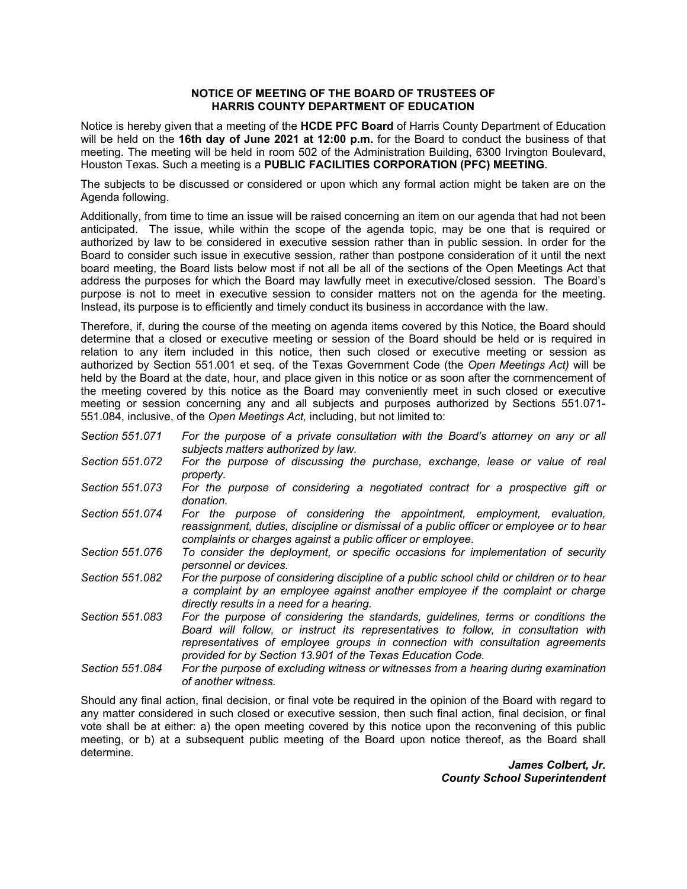**NOTICE OF MEETING OF THE BOARD OF TRUSTEES OF**
**HARRIS COUNTY DEPARTMENT OF EDUCATION**

Notice is hereby given that a meeting of the **HCDE PFC Board** of Harris County Department of Education will be held on the **16th day of June 2021 at 12:00 p.m.** for the Board to conduct the business of that meeting. The meeting will be held in room 502 of the Administration Building, 6300 Irvington Boulevard, Houston Texas. Such a meeting is a **PUBLIC FACILITIES CORPORATION (PFC) MEETING**.

The subjects to be discussed or considered or upon which any formal action might be taken are on the Agenda following.

Additionally, from time to time an issue will be raised concerning an item on our agenda that had not been anticipated. The issue, while within the scope of the agenda topic, may be one that is required or authorized by law to be considered in executive session rather than in public session. In order for the Board to consider such issue in executive session, rather than postpone consideration of it until the next board meeting, the Board lists below most if not all be all of the sections of the Open Meetings Act that address the purposes for which the Board may lawfully meet in executive/closed session. The Board's purpose is not to meet in executive session to consider matters not on the agenda for the meeting. Instead, its purpose is to efficiently and timely conduct its business in accordance with the law.

Therefore, if, during the course of the meeting on agenda items covered by this Notice, the Board should determine that a closed or executive meeting or session of the Board should be held or is required in relation to any item included in this notice, then such closed or executive meeting or session as authorized by Section 551.001 et seq. of the Texas Government Code (the *Open Meetings Act)* will be held by the Board at the date, hour, and place given in this notice or as soon after the commencement of the meeting covered by this notice as the Board may conveniently meet in such closed or executive meeting or session concerning any and all subjects and purposes authorized by Sections 551.071-551.084, inclusive, of the *Open Meetings Act,* including, but not limited to:

| | |
|---|---|
| *Section 551.071* | *For the purpose of a private consultation with the Board's attorney on any or all subjects matters authorized by law.* |
| *Section 551.072* | *For the purpose of discussing the purchase, exchange, lease or value of real property.* |
| *Section 551.073* | *For the purpose of considering a negotiated contract for a prospective gift or donation.* |
| *Section 551.074* | *For the purpose of considering the appointment, employment, evaluation, reassignment, duties, discipline or dismissal of a public officer or employee or to hear complaints or charges against a public officer or employee.* |
| *Section 551.076* | *To consider the deployment, or specific occasions for implementation of security personnel or devices.* |
| *Section 551.082* | *For the purpose of considering discipline of a public school child or children or to hear a complaint by an employee against another employee if the complaint or charge directly results in a need for a hearing.* |
| *Section 551.083* | *For the purpose of considering the standards, guidelines, terms or conditions the Board will follow, or instruct its representatives to follow, in consultation with representatives of employee groups in connection with consultation agreements provided for by Section 13.901 of the Texas Education Code.* |
| *Section 551.084* | *For the purpose of excluding witness or witnesses from a hearing during examination of another witness.* |

Should any final action, final decision, or final vote be required in the opinion of the Board with regard to any matter considered in such closed or executive session, then such final action, final decision, or final vote shall be at either: a) the open meeting covered by this notice upon the reconvening of this public meeting, or b) at a subsequent public meeting of the Board upon notice thereof, as the Board shall determine.

***James Colbert, Jr.***
***County School Superintendent***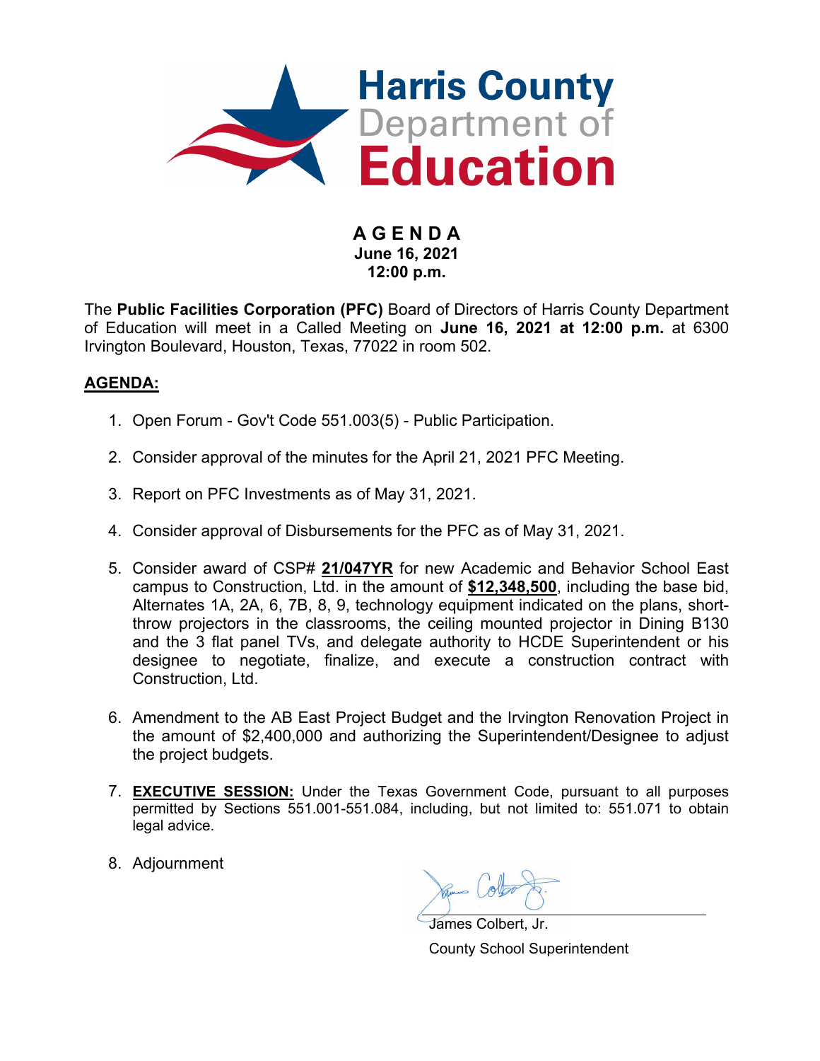Harris County Department of Education

**A G E N D A**
**June 16, 2021**
**12:00 p.m.**

The **Public Facilities Corporation (PFC)** Board of Directors of Harris County Department of Education will meet in a Called Meeting on **June 16, 2021 at 12:00 p.m.** at 6300 Irvington Boulevard, Houston, Texas, 77022 in room 502.

**AGENDA:**

1. Open Forum - Gov't Code 551.003(5) - Public Participation.
2. Consider approval of the minutes for the April 21, 2021 PFC Meeting.
3. Report on PFC Investments as of May 31, 2021.
4. Consider approval of Disbursements for the PFC as of May 31, 2021.
5. Consider award of CSP# **21/047YR** for new Academic and Behavior School East campus to Construction, Ltd. in the amount of **$12,348,500**, including the base bid, Alternates 1A, 2A, 6, 7B, 8, 9, technology equipment indicated on the plans, short-throw projectors in the classrooms, the ceiling mounted projector in Dining B130 and the 3 flat panel TVs, and delegate authority to HCDE Superintendent or his designee to negotiate, finalize, and execute a construction contract with Construction, Ltd.
6. Amendment to the AB East Project Budget and the Irvington Renovation Project in the amount of $2,400,000 and authorizing the Superintendent/Designee to adjust the project budgets.
7. **EXECUTIVE SESSION:** Under the Texas Government Code, pursuant to all purposes permitted by Sections 551.001-551.084, including, but not limited to: 551.071 to obtain legal advice.
8. Adjournment

James Colbert, Jr.
County School Superintendent